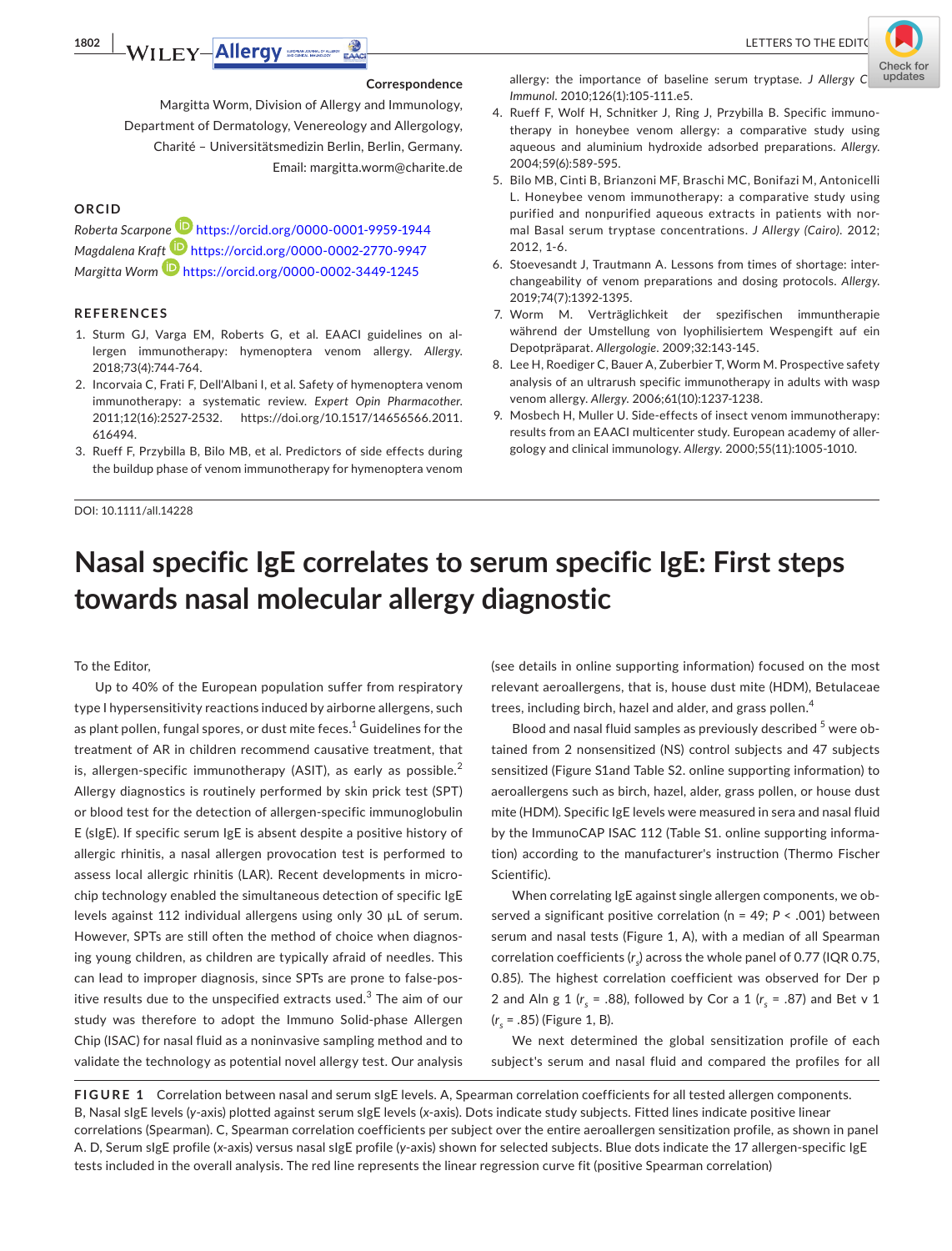**Correspondence**

Margitta Worm, Division of Allergy and Immunology, Department of Dermatology, Venereology and Allergology, Charité – Universitätsmedizin Berlin, Berlin, Germany.
Email: margitta.worm@charite.de

## ORCID

*Roberta Scarpone* https://orcid.org/0000-0001-9959-1944
*Magdalena Kraft* https://orcid.org/0000-0002-2770-9947
*Margitta Worm* https://orcid.org/0000-0002-3449-1245

## REFERENCES

1. Sturm GJ, Varga EM, Roberts G, et al. EAACI guidelines on allergen immunotherapy: hymenoptera venom allergy. *Allergy*. 2018;73(4):744-764.
2. Incorvaia C, Frati F, Dell'Albani I, et al. Safety of hymenoptera venom immunotherapy: a systematic review. *Expert Opin Pharmacother*. 2011;12(16):2527-2532. https://doi.org/10.1517/14656566.2011.616494.
3. Rueff F, Przybilla B, Bilo MB, et al. Predictors of side effects during the buildup phase of venom immunotherapy for hymenoptera venom allergy: the importance of baseline serum tryptase. *J Allergy Clin Immunol*. 2010;126(1):105-111.e5.
4. Rueff F, Wolf H, Schnitker J, Ring J, Przybilla B. Specific immunotherapy in honeybee venom allergy: a comparative study using aqueous and aluminium hydroxide adsorbed preparations. *Allergy*. 2004;59(6):589-595.
5. Bilo MB, Cinti B, Brianzoni MF, Braschi MC, Bonifazi M, Antonicelli L. Honeybee venom immunotherapy: a comparative study using purified and nonpurified aqueous extracts in patients with normal Basal serum tryptase concentrations. *J Allergy (Cairo)*. 2012; 2012, 1-6.
6. Stoevesandt J, Trautmann A. Lessons from times of shortage: interchangeability of venom preparations and dosing protocols. *Allergy*. 2019;74(7):1392-1395.
7. Worm M. Verträglichkeit der spezifischen immuntherapie während der Umstellung von lyophilisiertem Wespengift auf ein Depotpräparat. *Allergologie*. 2009;32:143-145.
8. Lee H, Roediger C, Bauer A, Zuberbier T, Worm M. Prospective safety analysis of an ultrarush specific immunotherapy in adults with wasp venom allergy. *Allergy*. 2006;61(10):1237-1238.
9. Mosbech H, Muller U. Side-effects of insect venom immunotherapy: results from an EAACI multicenter study. European academy of allergology and clinical immunology. *Allergy*. 2000;55(11):1005-1010.

DOI: 10.1111/all.14228

# Nasal specific IgE correlates to serum specific IgE: First steps towards nasal molecular allergy diagnostic

To the Editor,

Up to 40% of the European population suffer from respiratory type I hypersensitivity reactions induced by airborne allergens, such as plant pollen, fungal spores, or dust mite feces.[1] Guidelines for the treatment of AR in children recommend causative treatment, that is, allergen-specific immunotherapy (ASIT), as early as possible.[2] Allergy diagnostics is routinely performed by skin prick test (SPT) or blood test for the detection of allergen-specific immunoglobulin E (sIgE). If specific serum IgE is absent despite a positive history of allergic rhinitis, a nasal allergen provocation test is performed to assess local allergic rhinitis (LAR). Recent developments in microchip technology enabled the simultaneous detection of specific IgE levels against 112 individual allergens using only 30 µL of serum. However, SPTs are still often the method of choice when diagnosing young children, as children are typically afraid of needles. This can lead to improper diagnosis, since SPTs are prone to false-positive results due to the unspecified extracts used.[3] The aim of our study was therefore to adopt the Immuno Solid-phase Allergen Chip (ISAC) for nasal fluid as a noninvasive sampling method and to validate the technology as potential novel allergy test. Our analysis (see details in online supporting information) focused on the most relevant aeroallergens, that is, house dust mite (HDM), Betulaceae trees, including birch, hazel and alder, and grass pollen.[4]

Blood and nasal fluid samples as previously described [5] were obtained from 2 nonsensitized (NS) control subjects and 47 subjects sensitized (Figure S1and Table S2. online supporting information) to aeroallergens such as birch, hazel, alder, grass pollen, or house dust mite (HDM). Specific IgE levels were measured in sera and nasal fluid by the ImmunoCAP ISAC 112 (Table S1. online supporting information) according to the manufacturer's instruction (Thermo Fischer Scientific).

When correlating IgE against single allergen components, we observed a significant positive correlation (n = 49; $P < .001$) between serum and nasal tests (Figure 1, A), with a median of all Spearman correlation coefficients ($r_s$) across the whole panel of 0.77 (IQR 0.75, 0.85). The highest correlation coefficient was observed for Der p 2 and Aln g 1 ($r_s = .88$), followed by Cor a 1 ($r_s = .87$) and Bet v 1 ($r_s = .85$) (Figure 1, B).

We next determined the global sensitization profile of each subject's serum and nasal fluid and compared the profiles for all

**FIGURE 1** Correlation between nasal and serum sIgE levels. A, Spearman correlation coefficients for all tested allergen components. B, Nasal sIgE levels (*y*-axis) plotted against serum sIgE levels (*x*-axis). Dots indicate study subjects. Fitted lines indicate positive linear correlations (Spearman). C, Spearman correlation coefficients per subject over the entire aeroallergen sensitization profile, as shown in panel A. D, Serum sIgE profile (*x*-axis) versus nasal sIgE profile (*y*-axis) shown for selected subjects. Blue dots indicate the 17 allergen-specific IgE tests included in the overall analysis. The red line represents the linear regression curve fit (positive Spearman correlation)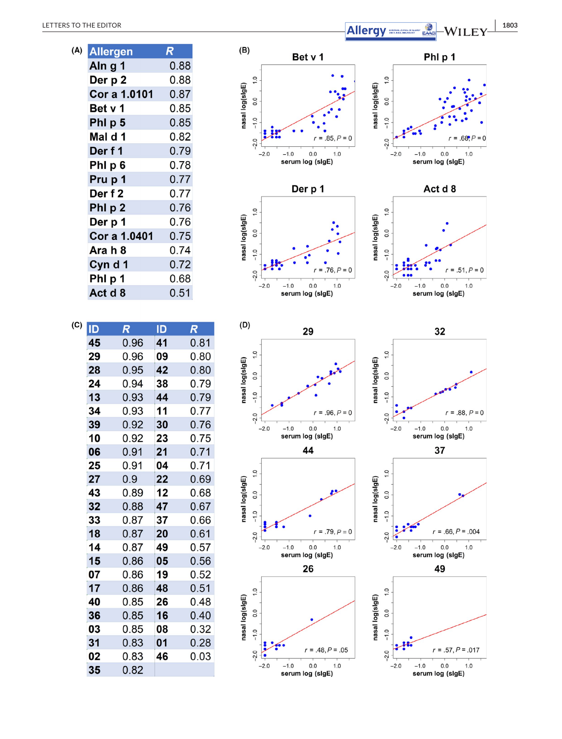(A)

| Allergen | R |
|---|---|
| Aln g 1 | 0.88 |
| Der p 2 | 0.88 |
| Cor a 1.0101 | 0.87 |
| Bet v 1 | 0.85 |
| Phl p 5 | 0.85 |
| Mal d 1 | 0.82 |
| Der f 1 | 0.79 |
| Phl p 6 | 0.78 |
| Pru p 1 | 0.77 |
| Der f 2 | 0.77 |
| Phl p 2 | 0.76 |
| Der p 1 | 0.76 |
| Cor a 1.0401 | 0.75 |
| Ara h 8 | 0.74 |
| Cyn d 1 | 0.72 |
| Phl p 1 | 0.68 |
| Act d 8 | 0.51 |

(B)

Bet v 1: $r = .85, P = 0$; Phl p 1: $r = .68, P = 0$; Der p 1: $r = .76, P = 0$; Act d 8: $r = .51, P = 0$ (nasal log(sIgE) vs serum log (sIgE))

(C)

| ID | R | ID | R |
|---|---|---|---|
| 45 | 0.96 | 41 | 0.81 |
| 29 | 0.96 | 09 | 0.80 |
| 28 | 0.95 | 42 | 0.80 |
| 24 | 0.94 | 38 | 0.79 |
| 13 | 0.93 | 44 | 0.79 |
| 34 | 0.93 | 11 | 0.77 |
| 39 | 0.92 | 30 | 0.76 |
| 10 | 0.92 | 23 | 0.75 |
| 06 | 0.91 | 21 | 0.71 |
| 25 | 0.91 | 04 | 0.71 |
| 27 | 0.9 | 22 | 0.69 |
| 43 | 0.89 | 12 | 0.68 |
| 32 | 0.88 | 47 | 0.67 |
| 33 | 0.87 | 37 | 0.66 |
| 18 | 0.87 | 20 | 0.61 |
| 14 | 0.87 | 49 | 0.57 |
| 15 | 0.86 | 05 | 0.56 |
| 07 | 0.86 | 19 | 0.52 |
| 17 | 0.86 | 48 | 0.51 |
| 40 | 0.85 | 26 | 0.48 |
| 36 | 0.85 | 16 | 0.40 |
| 03 | 0.85 | 08 | 0.32 |
| 31 | 0.83 | 01 | 0.28 |
| 02 | 0.83 | 46 | 0.03 |
| 35 | 0.82 | | |

(D)

29: $r = .96, P = 0$; 32: $r = .88, P = 0$; 44: $r = .79, P = 0$; 37: $r = .66, P = .004$; 26: $r = .48, P = .05$; 49: $r = .57, P = .017$ (nasal log(sIgE) vs serum log (sIgE))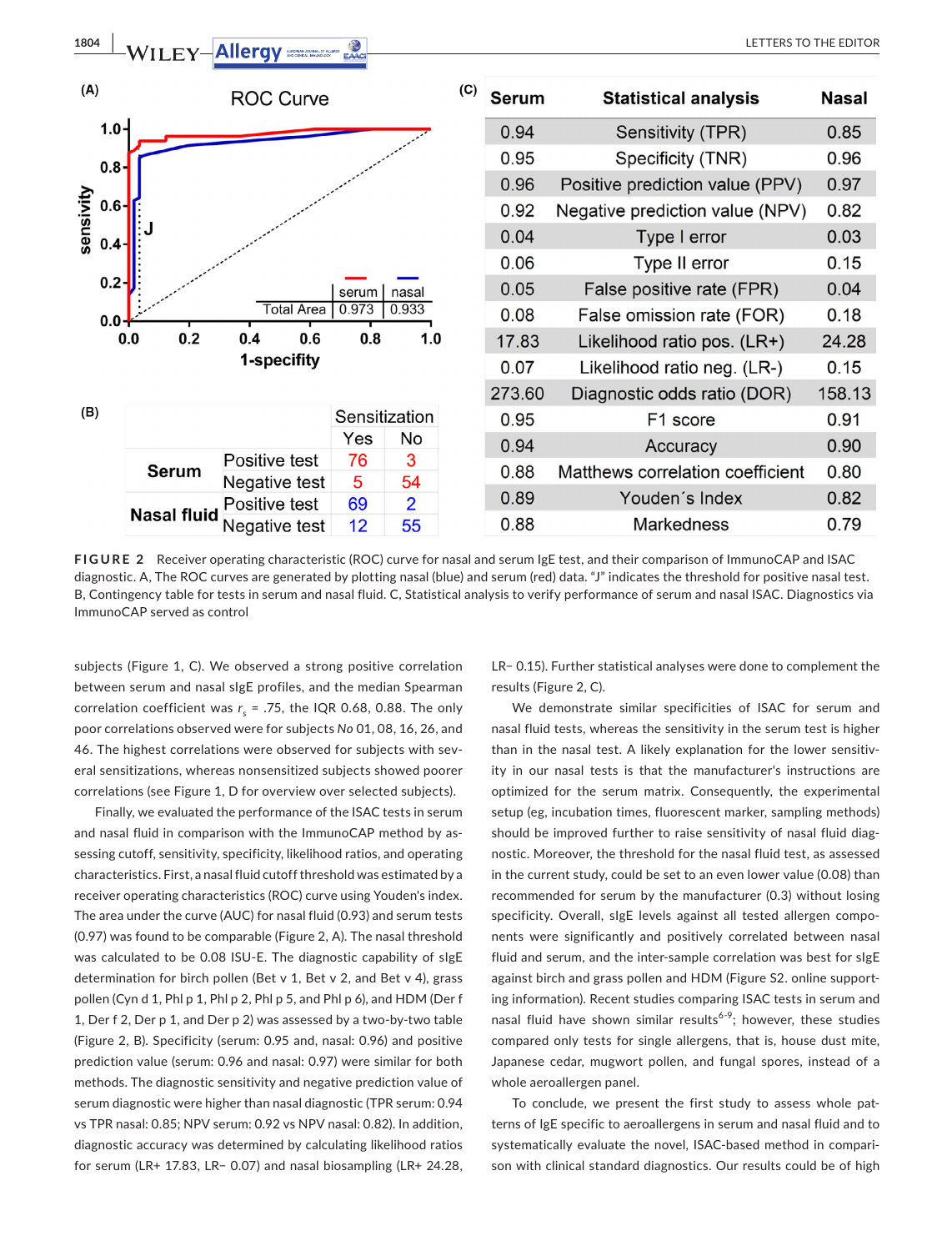| (B) | | Sensitization | |
|---|---|---|---|
| | | Yes | No |
| Serum | Positive test | 76 | 3 |
| | Negative test | 5 | 54 |
| Nasal fluid | Positive test | 69 | 2 |
| | Negative test | 12 | 55 |

| Serum | Statistical analysis | Nasal |
|---|---|---|
| 0.94 | Sensitivity (TPR) | 0.85 |
| 0.95 | Specificity (TNR) | 0.96 |
| 0.96 | Positive prediction value (PPV) | 0.97 |
| 0.92 | Negative prediction value (NPV) | 0.82 |
| 0.04 | Type I error | 0.03 |
| 0.06 | Type II error | 0.15 |
| 0.05 | False positive rate (FPR) | 0.04 |
| 0.08 | False omission rate (FOR) | 0.18 |
| 17.83 | Likelihood ratio pos. (LR+) | 24.28 |
| 0.07 | Likelihood ratio neg. (LR-) | 0.15 |
| 273.60 | Diagnostic odds ratio (DOR) | 158.13 |
| 0.95 | F1 score | 0.91 |
| 0.94 | Accuracy | 0.90 |
| 0.88 | Matthews correlation coefficient | 0.80 |
| 0.89 | Youden´s Index | 0.82 |
| 0.88 | Markedness | 0.79 |

**FIGURE 2** Receiver operating characteristic (ROC) curve for nasal and serum IgE test, and their comparison of ImmunoCAP and ISAC diagnostic. A, The ROC curves are generated by plotting nasal (blue) and serum (red) data. "J" indicates the threshold for positive nasal test. B, Contingency table for tests in serum and nasal fluid. C, Statistical analysis to verify performance of serum and nasal ISAC. Diagnostics via ImmunoCAP served as control

subjects (Figure 1, C). We observed a strong positive correlation between serum and nasal sIgE profiles, and the median Spearman correlation coefficient was $r_s$ = .75, the IQR 0.68, 0.88. The only poor correlations observed were for subjects *No* 01, 08, 16, 26, and 46. The highest correlations were observed for subjects with several sensitizations, whereas nonsensitized subjects showed poorer correlations (see Figure 1, D for overview over selected subjects).

Finally, we evaluated the performance of the ISAC tests in serum and nasal fluid in comparison with the ImmunoCAP method by assessing cutoff, sensitivity, specificity, likelihood ratios, and operating characteristics. First, a nasal fluid cutoff threshold was estimated by a receiver operating characteristics (ROC) curve using Youden's index. The area under the curve (AUC) for nasal fluid (0.93) and serum tests (0.97) was found to be comparable (Figure 2, A). The nasal threshold was calculated to be 0.08 ISU-E. The diagnostic capability of sIgE determination for birch pollen (Bet v 1, Bet v 2, and Bet v 4), grass pollen (Cyn d 1, Phl p 1, Phl p 2, Phl p 5, and Phl p 6), and HDM (Der f 1, Der f 2, Der p 1, and Der p 2) was assessed by a two-by-two table (Figure 2, B). Specificity (serum: 0.95 and, nasal: 0.96) and positive prediction value (serum: 0.96 and nasal: 0.97) were similar for both methods. The diagnostic sensitivity and negative prediction value of serum diagnostic were higher than nasal diagnostic (TPR serum: 0.94 vs TPR nasal: 0.85; NPV serum: 0.92 vs NPV nasal: 0.82). In addition, diagnostic accuracy was determined by calculating likelihood ratios for serum (LR+ 17.83, LR− 0.07) and nasal biosampling (LR+ 24.28, LR− 0.15). Further statistical analyses were done to complement the results (Figure 2, C).

We demonstrate similar specificities of ISAC for serum and nasal fluid tests, whereas the sensitivity in the serum test is higher than in the nasal test. A likely explanation for the lower sensitivity in our nasal tests is that the manufacturer's instructions are optimized for the serum matrix. Consequently, the experimental setup (eg, incubation times, fluorescent marker, sampling methods) should be improved further to raise sensitivity of nasal fluid diagnostic. Moreover, the threshold for the nasal fluid test, as assessed in the current study, could be set to an even lower value (0.08) than recommended for serum by the manufacturer (0.3) without losing specificity. Overall, sIgE levels against all tested allergen components were significantly and positively correlated between nasal fluid and serum, and the inter-sample correlation was best for sIgE against birch and grass pollen and HDM (Figure S2. online supporting information). Recent studies comparing ISAC tests in serum and nasal fluid have shown similar results[6-9]; however, these studies compared only tests for single allergens, that is, house dust mite, Japanese cedar, mugwort pollen, and fungal spores, instead of a whole aeroallergen panel.

To conclude, we present the first study to assess whole patterns of IgE specific to aeroallergens in serum and nasal fluid and to systematically evaluate the novel, ISAC-based method in comparison with clinical standard diagnostics. Our results could be of high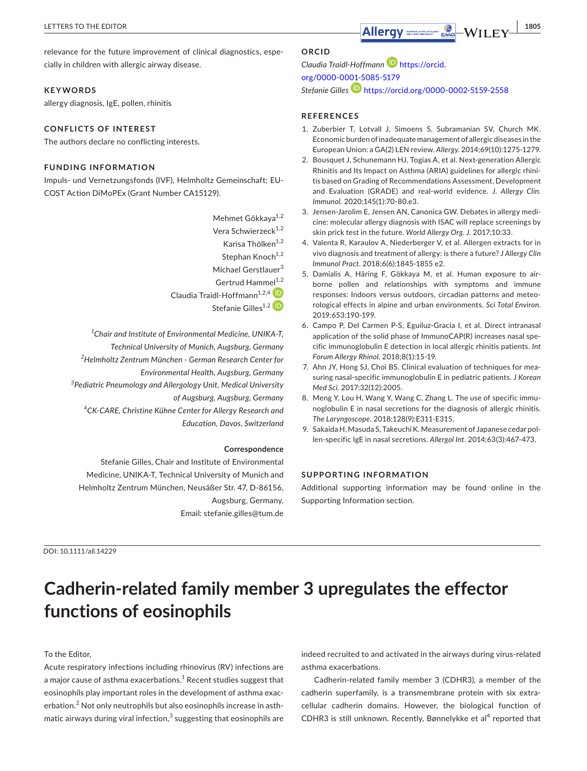relevance for the future improvement of clinical diagnostics, especially in children with allergic airway disease.

## KEYWORDS

allergy diagnosis, IgE, pollen, rhinitis

## CONFLICTS OF INTEREST

The authors declare no conflicting interests.

## FUNDING INFORMATION

Impuls- und Vernetzungsfonds (IVF), Helmholtz Gemeinschaft; EU-COST Action DiMoPEx (Grant Number CA15129).

Mehmet Gökkaya[1,2]
Vera Schwierzeck[1,2]
Karisa Thölken[1,2]
Stephan Knoch[1,2]
Michael Gerstlauer[3]
Gertrud Hammel[1,2]
Claudia Traidl-Hoffmann[1,2,4]
Stefanie Gilles[1,2]

[1]*Chair and Institute of Environmental Medicine, UNIKA-T, Technical University of Munich, Augsburg, Germany*
[2]*Helmholtz Zentrum München - German Research Center for Environmental Health, Augsburg, Germany*
[3]*Pediatric Pneumology and Allergology Unit, Medical University of Augsburg, Augsburg, Germany*
[4]*CK-CARE, Christine Kühne Center for Allergy Research and Education, Davos, Switzerland*

**Correspondence**
Stefanie Gilles, Chair and Institute of Environmental Medicine, UNIKA-T, Technical University of Munich and Helmholtz Zentrum München, Neusäßer Str. 47, D-86156, Augsburg, Germany.
Email: stefanie.gilles@tum.de

## ORCID

*Claudia Traidl-Hoffmann* https://orcid.org/0000-0001-5085-5179
*Stefanie Gilles* https://orcid.org/0000-0002-5159-2558

## REFERENCES

1. Zuberbier T, Lotvall J, Simoens S, Subramanian SV, Church MK. Economic burden of inadequate management of allergic diseases in the European Union: a GA(2) LEN review. *Allergy*. 2014;69(10):1275-1279.
2. Bousquet J, Schunemann HJ, Togias A, et al. Next-generation Allergic Rhinitis and Its Impact on Asthma (ARIA) guidelines for allergic rhinitis based on Grading of Recommendations Assessment, Development and Evaluation (GRADE) and real-world evidence. *J. Allergy Clin. Immunol.* 2020;145(1):70-80.e3.
3. Jensen-Jarolim E, Jensen AN, Canonica GW. Debates in allergy medicine: molecular allergy diagnosis with ISAC will replace screenings by skin prick test in the future. *World Allergy Org. J.* 2017;10:33.
4. Valenta R, Karaulov A, Niederberger V, et al. Allergen extracts for in vivo diagnosis and treatment of allergy: is there a future? *J Allergy Clin Immunol Pract*. 2018;6(6):1845-1855 e2.
5. Damialis A, Häring F, Gökkaya M, et al. Human exposure to airborne pollen and relationships with symptoms and immune responses: Indoors versus outdoors, circadian patterns and meteorological effects in alpine and urban environments. *Sci Total Environ*. 2019;653:190-199.
6. Campo P, Del Carmen P-S, Eguiluz-Gracia I, et al. Direct intranasal application of the solid phase of ImmunoCAP(R) increases nasal specific immunoglobulin E detection in local allergic rhinitis patients. *Int Forum Allergy Rhinol*. 2018;8(1):15-19.
7. Ahn JY, Hong SJ, Choi BS. Clinical evaluation of techniques for measuring nasal-specific immunoglobulin E in pediatric patients. *J Korean Med Sci*. 2017;32(12):2005.
8. Meng Y, Lou H, Wang Y, Wang C, Zhang L. The use of specific immunoglobulin E in nasal secretions for the diagnosis of allergic rhinitis. *The Laryngoscope*. 2018;128(9):E311-E315.
9. Sakaida H, Masuda S, Takeuchi K. Measurement of Japanese cedar pollen-specific IgE in nasal secretions. *Allergol Int*. 2014;63(3):467-473.

## SUPPORTING INFORMATION

Additional supporting information may be found online in the Supporting Information section.

DOI: 10.1111/all.14229

# Cadherin-related family member 3 upregulates the effector functions of eosinophils

To the Editor,

Acute respiratory infections including rhinovirus (RV) infections are a major cause of asthma exacerbations.[1] Recent studies suggest that eosinophils play important roles in the development of asthma exacerbation.[2] Not only neutrophils but also eosinophils increase in asthmatic airways during viral infection,[3] suggesting that eosinophils are indeed recruited to and activated in the airways during virus-related asthma exacerbations.

Cadherin-related family member 3 (CDHR3), a member of the cadherin superfamily, is a transmembrane protein with six extracellular cadherin domains. However, the biological function of CDHR3 is still unknown. Recently, Bønnelykke et al[4] reported that